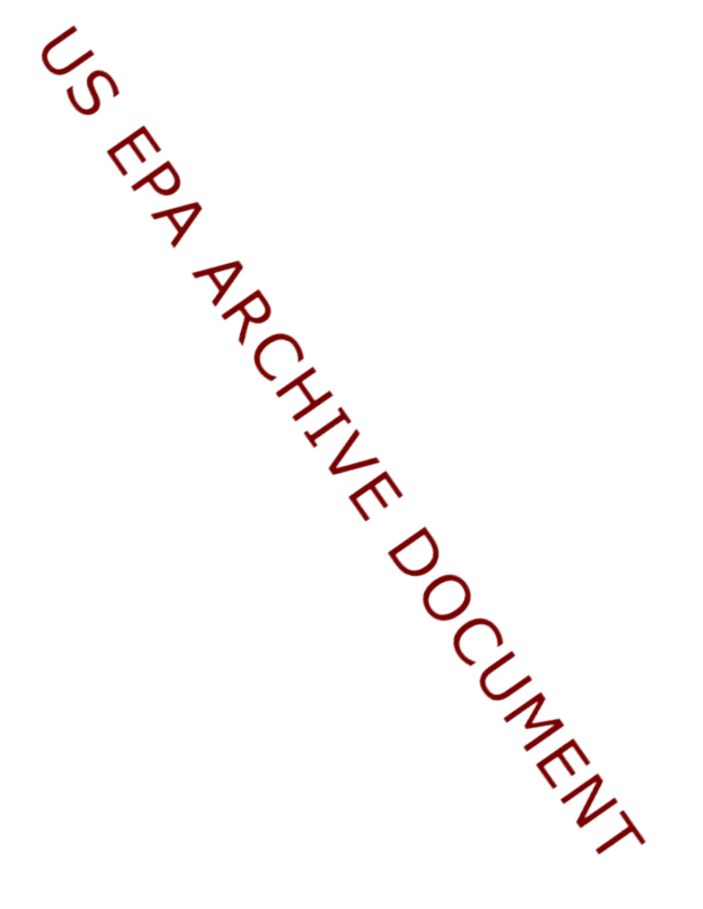US EPA ARCHIVE DOCUMENT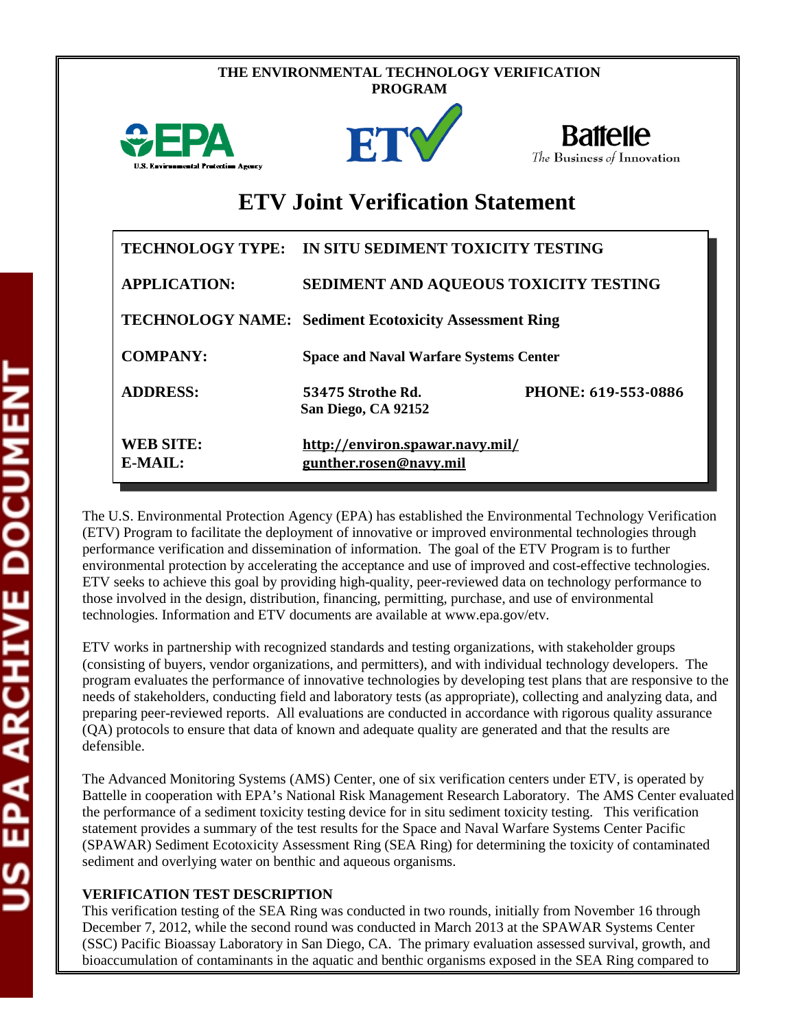THE ENVIRONMENTAL TECHNOLOGY VERIFICATION PROGRAM

# ETV Joint Verification Statement

| | |
|---|---|
| **TECHNOLOGY TYPE:** | **IN SITU SEDIMENT TOXICITY TESTING** |
| **APPLICATION:** | **SEDIMENT AND AQUEOUS TOXICITY TESTING** |
| **TECHNOLOGY NAME:** | **Sediment Ecotoxicity Assessment Ring** |
| **COMPANY:** | **Space and Naval Warfare Systems Center** |
| **ADDRESS:** | **53475 Strothe Rd. San Diego, CA 92152** **PHONE: 619-553-0886** |
| **WEB SITE:** | **http://environ.spawar.navy.mil/** |
| **E-MAIL:** | **gunther.rosen@navy.mil** |

The U.S. Environmental Protection Agency (EPA) has established the Environmental Technology Verification (ETV) Program to facilitate the deployment of innovative or improved environmental technologies through performance verification and dissemination of information. The goal of the ETV Program is to further environmental protection by accelerating the acceptance and use of improved and cost-effective technologies. ETV seeks to achieve this goal by providing high-quality, peer-reviewed data on technology performance to those involved in the design, distribution, financing, permitting, purchase, and use of environmental technologies. Information and ETV documents are available at www.epa.gov/etv.

ETV works in partnership with recognized standards and testing organizations, with stakeholder groups (consisting of buyers, vendor organizations, and permitters), and with individual technology developers. The program evaluates the performance of innovative technologies by developing test plans that are responsive to the needs of stakeholders, conducting field and laboratory tests (as appropriate), collecting and analyzing data, and preparing peer-reviewed reports. All evaluations are conducted in accordance with rigorous quality assurance (QA) protocols to ensure that data of known and adequate quality are generated and that the results are defensible.

The Advanced Monitoring Systems (AMS) Center, one of six verification centers under ETV, is operated by Battelle in cooperation with EPA's National Risk Management Research Laboratory. The AMS Center evaluated the performance of a sediment toxicity testing device for in situ sediment toxicity testing. This verification statement provides a summary of the test results for the Space and Naval Warfare Systems Center Pacific (SPAWAR) Sediment Ecotoxicity Assessment Ring (SEA Ring) for determining the toxicity of contaminated sediment and overlying water on benthic and aqueous organisms.

## VERIFICATION TEST DESCRIPTION

This verification testing of the SEA Ring was conducted in two rounds, initially from November 16 through December 7, 2012, while the second round was conducted in March 2013 at the SPAWAR Systems Center (SSC) Pacific Bioassay Laboratory in San Diego, CA. The primary evaluation assessed survival, growth, and bioaccumulation of contaminants in the aquatic and benthic organisms exposed in the SEA Ring compared to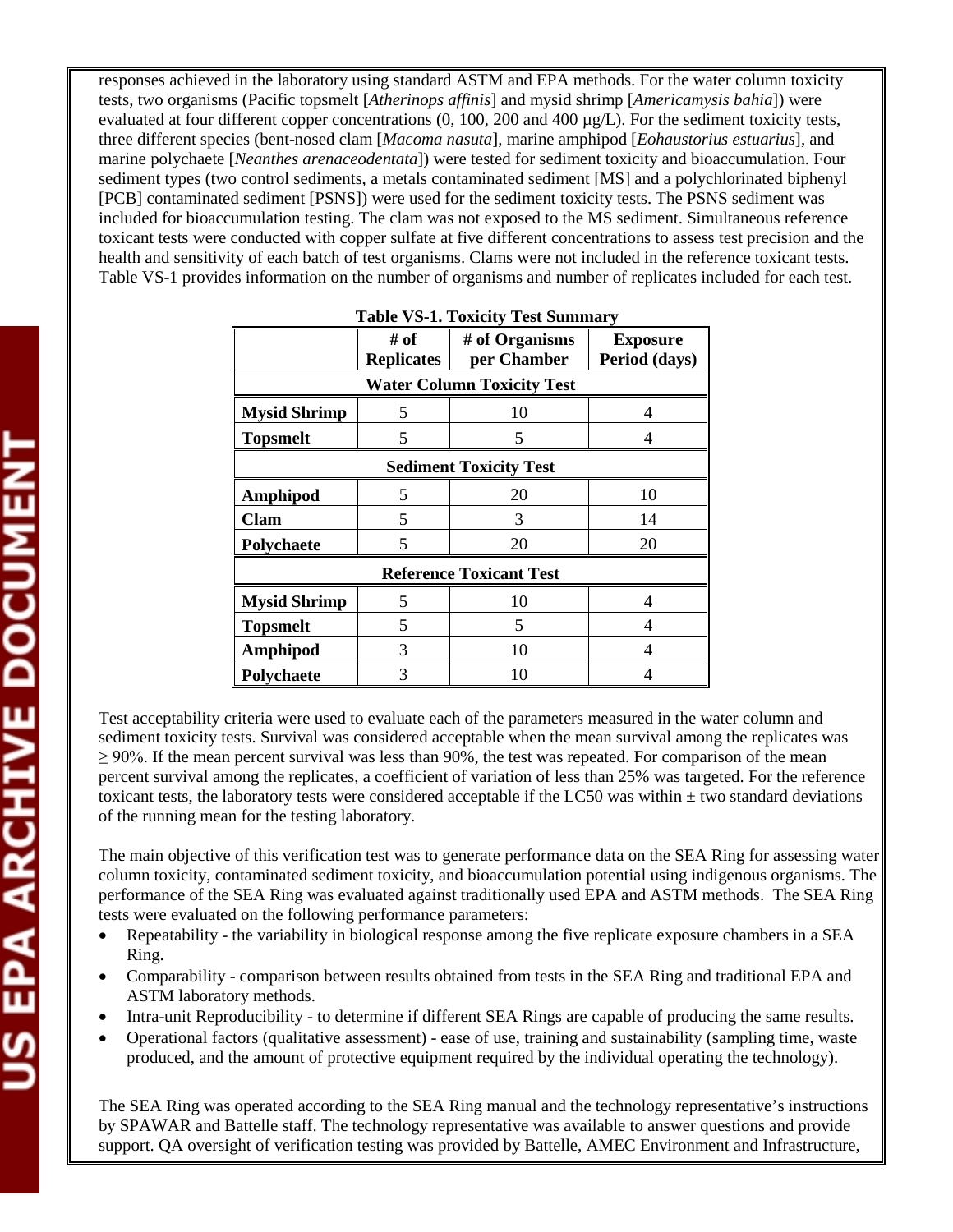responses achieved in the laboratory using standard ASTM and EPA methods. For the water column toxicity tests, two organisms (Pacific topsmelt [*Atherinops affinis*] and mysid shrimp [*Americamysis bahia*]) were evaluated at four different copper concentrations (0, 100, 200 and 400 µg/L). For the sediment toxicity tests, three different species (bent-nosed clam [*Macoma nasuta*], marine amphipod [*Eohaustorius estuarius*], and marine polychaete [*Neanthes arenaceodentata*]) were tested for sediment toxicity and bioaccumulation. Four sediment types (two control sediments, a metals contaminated sediment [MS] and a polychlorinated biphenyl [PCB] contaminated sediment [PSNS]) were used for the sediment toxicity tests. The PSNS sediment was included for bioaccumulation testing. The clam was not exposed to the MS sediment. Simultaneous reference toxicant tests were conducted with copper sulfate at five different concentrations to assess test precision and the health and sensitivity of each batch of test organisms. Clams were not included in the reference toxicant tests. Table VS-1 provides information on the number of organisms and number of replicates included for each test.

**Table VS-1. Toxicity Test Summary**

| | # of Replicates | # of Organisms per Chamber | Exposure Period (days) |
|---|---|---|---|
| **Water Column Toxicity Test** | | | |
| **Mysid Shrimp** | 5 | 10 | 4 |
| **Topsmelt** | 5 | 5 | 4 |
| **Sediment Toxicity Test** | | | |
| **Amphipod** | 5 | 20 | 10 |
| **Clam** | 5 | 3 | 14 |
| **Polychaete** | 5 | 20 | 20 |
| **Reference Toxicant Test** | | | |
| **Mysid Shrimp** | 5 | 10 | 4 |
| **Topsmelt** | 5 | 5 | 4 |
| **Amphipod** | 3 | 10 | 4 |
| **Polychaete** | 3 | 10 | 4 |

Test acceptability criteria were used to evaluate each of the parameters measured in the water column and sediment toxicity tests. Survival was considered acceptable when the mean survival among the replicates was ≥ 90%. If the mean percent survival was less than 90%, the test was repeated. For comparison of the mean percent survival among the replicates, a coefficient of variation of less than 25% was targeted. For the reference toxicant tests, the laboratory tests were considered acceptable if the LC50 was within ± two standard deviations of the running mean for the testing laboratory.

The main objective of this verification test was to generate performance data on the SEA Ring for assessing water column toxicity, contaminated sediment toxicity, and bioaccumulation potential using indigenous organisms. The performance of the SEA Ring was evaluated against traditionally used EPA and ASTM methods. The SEA Ring tests were evaluated on the following performance parameters:

- Repeatability - the variability in biological response among the five replicate exposure chambers in a SEA Ring.
- Comparability - comparison between results obtained from tests in the SEA Ring and traditional EPA and ASTM laboratory methods.
- Intra-unit Reproducibility - to determine if different SEA Rings are capable of producing the same results.
- Operational factors (qualitative assessment) - ease of use, training and sustainability (sampling time, waste produced, and the amount of protective equipment required by the individual operating the technology).

The SEA Ring was operated according to the SEA Ring manual and the technology representative's instructions by SPAWAR and Battelle staff. The technology representative was available to answer questions and provide support. QA oversight of verification testing was provided by Battelle, AMEC Environment and Infrastructure,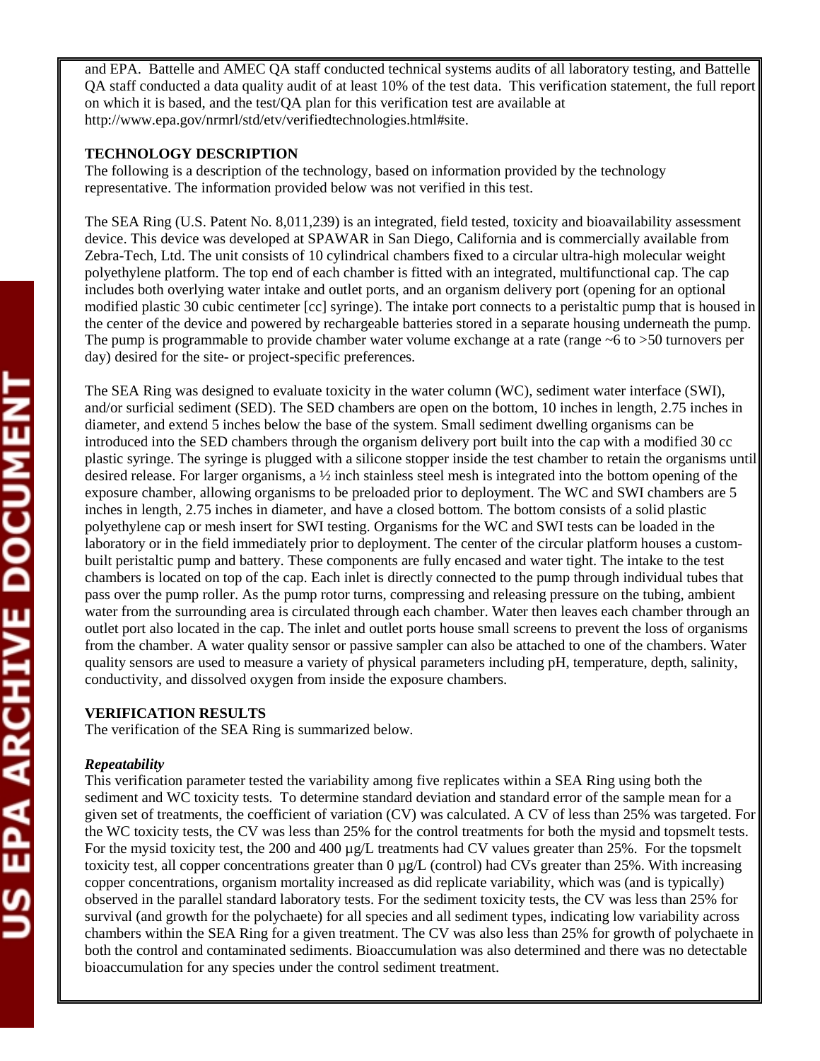and EPA. Battelle and AMEC QA staff conducted technical systems audits of all laboratory testing, and Battelle QA staff conducted a data quality audit of at least 10% of the test data. This verification statement, the full report on which it is based, and the test/QA plan for this verification test are available at http://www.epa.gov/nrmrl/std/etv/verifiedtechnologies.html#site.

**TECHNOLOGY DESCRIPTION**

The following is a description of the technology, based on information provided by the technology representative. The information provided below was not verified in this test.

The SEA Ring (U.S. Patent No. 8,011,239) is an integrated, field tested, toxicity and bioavailability assessment device. This device was developed at SPAWAR in San Diego, California and is commercially available from Zebra-Tech, Ltd. The unit consists of 10 cylindrical chambers fixed to a circular ultra-high molecular weight polyethylene platform. The top end of each chamber is fitted with an integrated, multifunctional cap. The cap includes both overlying water intake and outlet ports, and an organism delivery port (opening for an optional modified plastic 30 cubic centimeter [cc] syringe). The intake port connects to a peristaltic pump that is housed in the center of the device and powered by rechargeable batteries stored in a separate housing underneath the pump. The pump is programmable to provide chamber water volume exchange at a rate (range ~6 to >50 turnovers per day) desired for the site- or project-specific preferences.

The SEA Ring was designed to evaluate toxicity in the water column (WC), sediment water interface (SWI), and/or surficial sediment (SED). The SED chambers are open on the bottom, 10 inches in length, 2.75 inches in diameter, and extend 5 inches below the base of the system. Small sediment dwelling organisms can be introduced into the SED chambers through the organism delivery port built into the cap with a modified 30 cc plastic syringe. The syringe is plugged with a silicone stopper inside the test chamber to retain the organisms until desired release. For larger organisms, a ½ inch stainless steel mesh is integrated into the bottom opening of the exposure chamber, allowing organisms to be preloaded prior to deployment. The WC and SWI chambers are 5 inches in length, 2.75 inches in diameter, and have a closed bottom. The bottom consists of a solid plastic polyethylene cap or mesh insert for SWI testing. Organisms for the WC and SWI tests can be loaded in the laboratory or in the field immediately prior to deployment. The center of the circular platform houses a custom-built peristaltic pump and battery. These components are fully encased and water tight. The intake to the test chambers is located on top of the cap. Each inlet is directly connected to the pump through individual tubes that pass over the pump roller. As the pump rotor turns, compressing and releasing pressure on the tubing, ambient water from the surrounding area is circulated through each chamber. Water then leaves each chamber through an outlet port also located in the cap. The inlet and outlet ports house small screens to prevent the loss of organisms from the chamber. A water quality sensor or passive sampler can also be attached to one of the chambers. Water quality sensors are used to measure a variety of physical parameters including pH, temperature, depth, salinity, conductivity, and dissolved oxygen from inside the exposure chambers.

**VERIFICATION RESULTS**

The verification of the SEA Ring is summarized below.

***Repeatability***

This verification parameter tested the variability among five replicates within a SEA Ring using both the sediment and WC toxicity tests. To determine standard deviation and standard error of the sample mean for a given set of treatments, the coefficient of variation (CV) was calculated. A CV of less than 25% was targeted. For the WC toxicity tests, the CV was less than 25% for the control treatments for both the mysid and topsmelt tests. For the mysid toxicity test, the 200 and 400 µg/L treatments had CV values greater than 25%. For the topsmelt toxicity test, all copper concentrations greater than 0 µg/L (control) had CVs greater than 25%. With increasing copper concentrations, organism mortality increased as did replicate variability, which was (and is typically) observed in the parallel standard laboratory tests. For the sediment toxicity tests, the CV was less than 25% for survival (and growth for the polychaete) for all species and all sediment types, indicating low variability across chambers within the SEA Ring for a given treatment. The CV was also less than 25% for growth of polychaete in both the control and contaminated sediments. Bioaccumulation was also determined and there was no detectable bioaccumulation for any species under the control sediment treatment.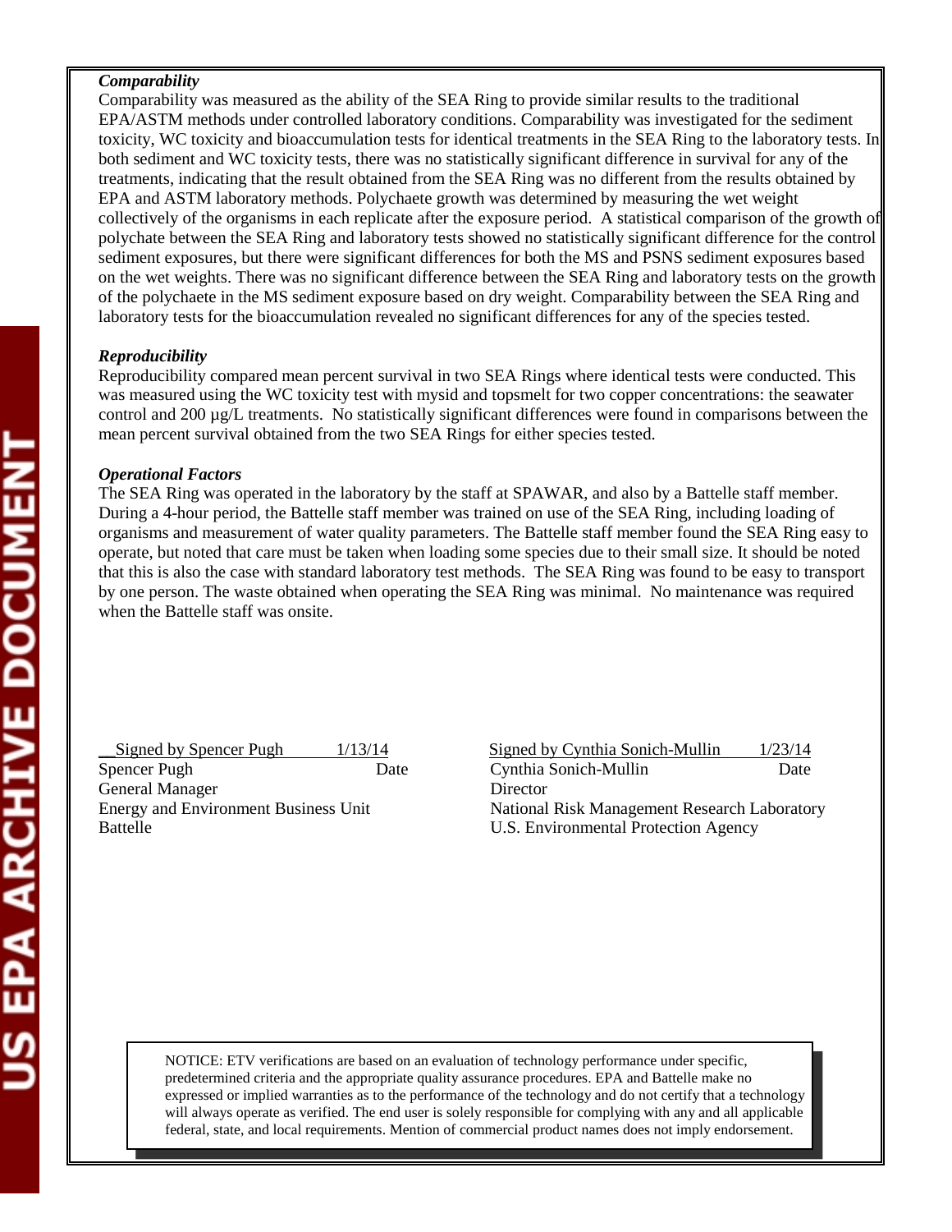***Comparability***

Comparability was measured as the ability of the SEA Ring to provide similar results to the traditional EPA/ASTM methods under controlled laboratory conditions. Comparability was investigated for the sediment toxicity, WC toxicity and bioaccumulation tests for identical treatments in the SEA Ring to the laboratory tests. In both sediment and WC toxicity tests, there was no statistically significant difference in survival for any of the treatments, indicating that the result obtained from the SEA Ring was no different from the results obtained by EPA and ASTM laboratory methods. Polychaete growth was determined by measuring the wet weight collectively of the organisms in each replicate after the exposure period. A statistical comparison of the growth of polychate between the SEA Ring and laboratory tests showed no statistically significant difference for the control sediment exposures, but there were significant differences for both the MS and PSNS sediment exposures based on the wet weights. There was no significant difference between the SEA Ring and laboratory tests on the growth of the polychaete in the MS sediment exposure based on dry weight. Comparability between the SEA Ring and laboratory tests for the bioaccumulation revealed no significant differences for any of the species tested.

***Reproducibility***

Reproducibility compared mean percent survival in two SEA Rings where identical tests were conducted. This was measured using the WC toxicity test with mysid and topsmelt for two copper concentrations: the seawater control and 200 µg/L treatments. No statistically significant differences were found in comparisons between the mean percent survival obtained from the two SEA Rings for either species tested.

***Operational Factors***

The SEA Ring was operated in the laboratory by the staff at SPAWAR, and also by a Battelle staff member. During a 4-hour period, the Battelle staff member was trained on use of the SEA Ring, including loading of organisms and measurement of water quality parameters. The Battelle staff member found the SEA Ring easy to operate, but noted that care must be taken when loading some species due to their small size. It should be noted that this is also the case with standard laboratory test methods. The SEA Ring was found to be easy to transport by one person. The waste obtained when operating the SEA Ring was minimal. No maintenance was required when the Battelle staff was onsite.

Signed by Spencer Pugh 1/13/14
Spencer Pugh Date
General Manager
Energy and Environment Business Unit
Battelle

Signed by Cynthia Sonich-Mullin 1/23/14
Cynthia Sonich-Mullin Date
Director
National Risk Management Research Laboratory
U.S. Environmental Protection Agency

NOTICE: ETV verifications are based on an evaluation of technology performance under specific, predetermined criteria and the appropriate quality assurance procedures. EPA and Battelle make no expressed or implied warranties as to the performance of the technology and do not certify that a technology will always operate as verified. The end user is solely responsible for complying with any and all applicable federal, state, and local requirements. Mention of commercial product names does not imply endorsement.